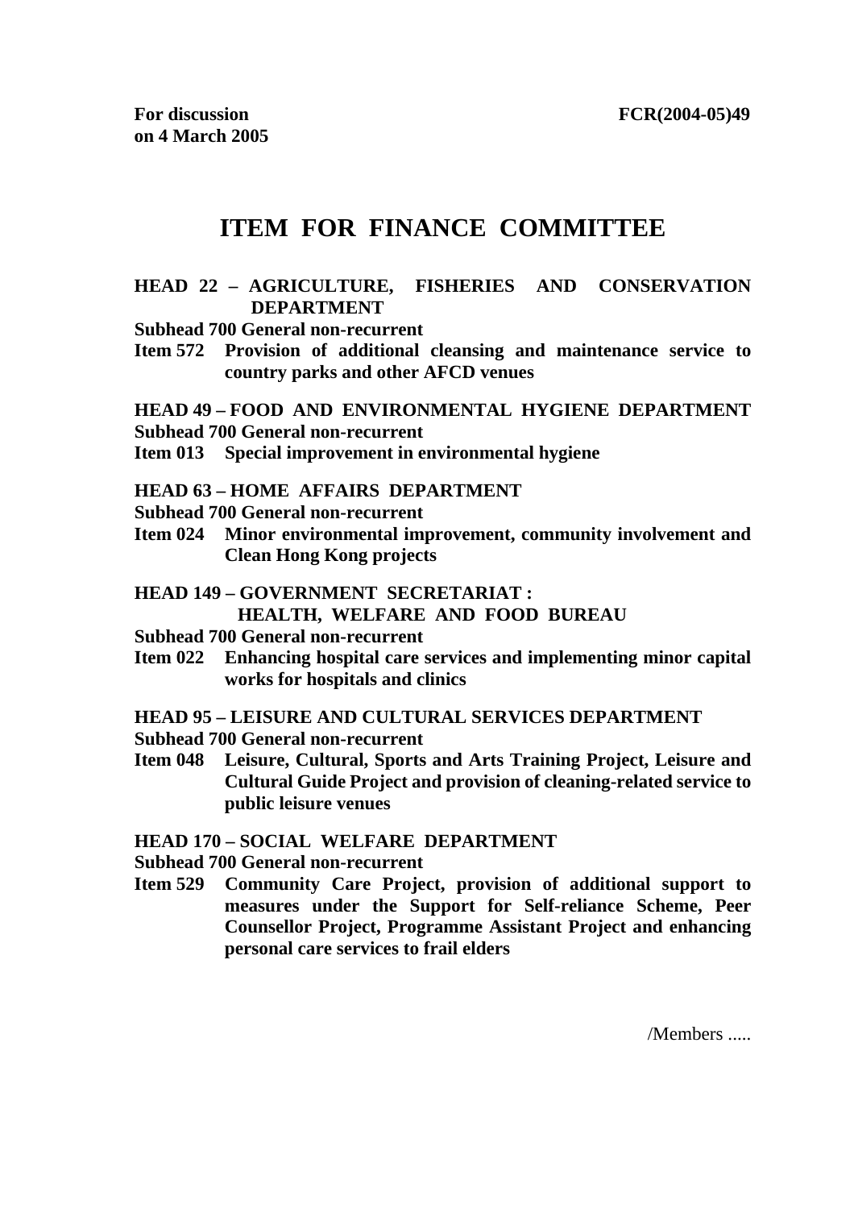**For discussion on 4 March 2005**

**FCR(2004-05)49**

# ITEM FOR FINANCE COMMITTEE

**HEAD 22 – AGRICULTURE, FISHERIES AND CONSERVATION DEPARTMENT**
**Subhead 700 General non-recurrent**
**Item 572 Provision of additional cleansing and maintenance service to country parks and other AFCD venues**

**HEAD 49 – FOOD AND ENVIRONMENTAL HYGIENE DEPARTMENT**
**Subhead 700 General non-recurrent**
**Item 013 Special improvement in environmental hygiene**

**HEAD 63 – HOME AFFAIRS DEPARTMENT**
**Subhead 700 General non-recurrent**
**Item 024 Minor environmental improvement, community involvement and Clean Hong Kong projects**

**HEAD 149 – GOVERNMENT SECRETARIAT : HEALTH, WELFARE AND FOOD BUREAU**
**Subhead 700 General non-recurrent**
**Item 022 Enhancing hospital care services and implementing minor capital works for hospitals and clinics**

**HEAD 95 – LEISURE AND CULTURAL SERVICES DEPARTMENT**
**Subhead 700 General non-recurrent**
**Item 048 Leisure, Cultural, Sports and Arts Training Project, Leisure and Cultural Guide Project and provision of cleaning-related service to public leisure venues**

**HEAD 170 – SOCIAL WELFARE DEPARTMENT**
**Subhead 700 General non-recurrent**
**Item 529 Community Care Project, provision of additional support to measures under the Support for Self-reliance Scheme, Peer Counsellor Project, Programme Assistant Project and enhancing personal care services to frail elders**

/Members .....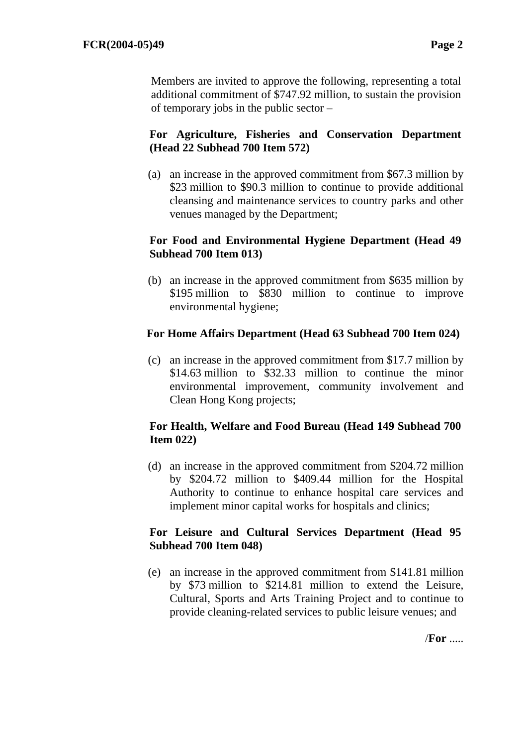Members are invited to approve the following, representing a total additional commitment of $747.92 million, to sustain the provision of temporary jobs in the public sector –

**For Agriculture, Fisheries and Conservation Department (Head 22 Subhead 700 Item 572)**

(a) an increase in the approved commitment from $67.3 million by $23 million to $90.3 million to continue to provide additional cleansing and maintenance services to country parks and other venues managed by the Department;

**For Food and Environmental Hygiene Department (Head 49 Subhead 700 Item 013)**

(b) an increase in the approved commitment from $635 million by $195 million to $830 million to continue to improve environmental hygiene;

**For Home Affairs Department (Head 63 Subhead 700 Item 024)**

(c) an increase in the approved commitment from $17.7 million by $14.63 million to $32.33 million to continue the minor environmental improvement, community involvement and Clean Hong Kong projects;

**For Health, Welfare and Food Bureau (Head 149 Subhead 700 Item 022)**

(d) an increase in the approved commitment from $204.72 million by $204.72 million to $409.44 million for the Hospital Authority to continue to enhance hospital care services and implement minor capital works for hospitals and clinics;

**For Leisure and Cultural Services Department (Head 95 Subhead 700 Item 048)**

(e) an increase in the approved commitment from $141.81 million by $73 million to $214.81 million to extend the Leisure, Cultural, Sports and Arts Training Project and to continue to provide cleaning-related services to public leisure venues; and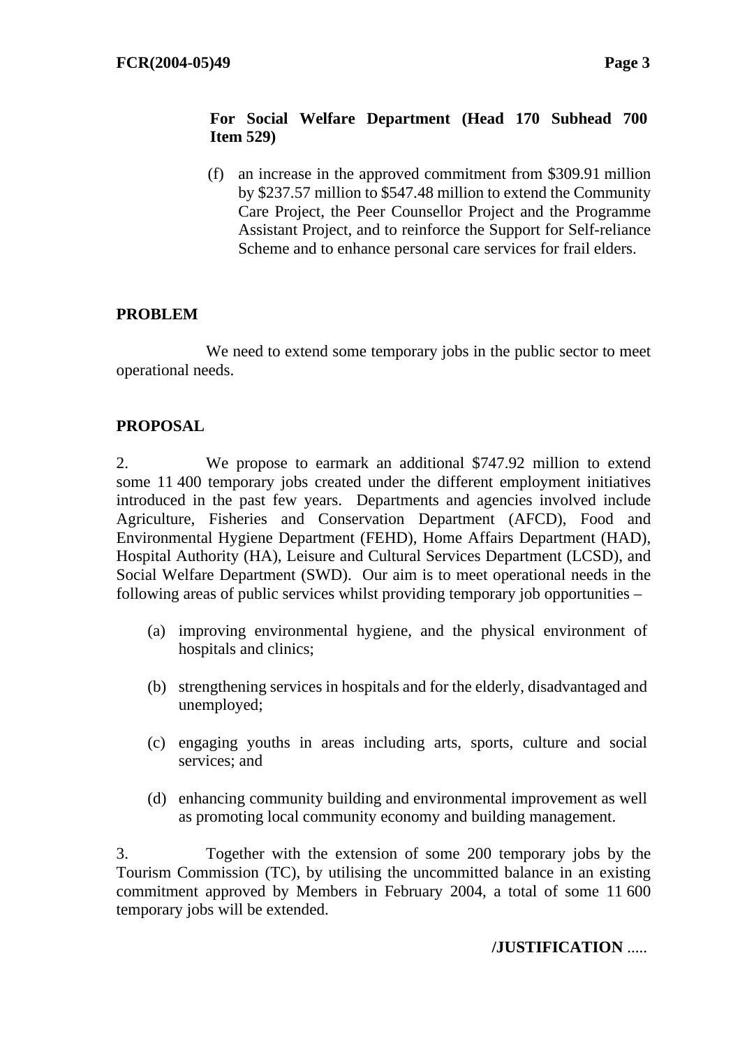**For Social Welfare Department (Head 170 Subhead 700 Item 529)**

(f) an increase in the approved commitment from $309.91 million by $237.57 million to $547.48 million to extend the Community Care Project, the Peer Counsellor Project and the Programme Assistant Project, and to reinforce the Support for Self-reliance Scheme and to enhance personal care services for frail elders.

**PROBLEM**

We need to extend some temporary jobs in the public sector to meet operational needs.

**PROPOSAL**

2. We propose to earmark an additional $747.92 million to extend some 11 400 temporary jobs created under the different employment initiatives introduced in the past few years. Departments and agencies involved include Agriculture, Fisheries and Conservation Department (AFCD), Food and Environmental Hygiene Department (FEHD), Home Affairs Department (HAD), Hospital Authority (HA), Leisure and Cultural Services Department (LCSD), and Social Welfare Department (SWD). Our aim is to meet operational needs in the following areas of public services whilst providing temporary job opportunities –

(a) improving environmental hygiene, and the physical environment of hospitals and clinics;

(b) strengthening services in hospitals and for the elderly, disadvantaged and unemployed;

(c) engaging youths in areas including arts, sports, culture and social services; and

(d) enhancing community building and environmental improvement as well as promoting local community economy and building management.

3. Together with the extension of some 200 temporary jobs by the Tourism Commission (TC), by utilising the uncommitted balance in an existing commitment approved by Members in February 2004, a total of some 11 600 temporary jobs will be extended.

/JUSTIFICATION .....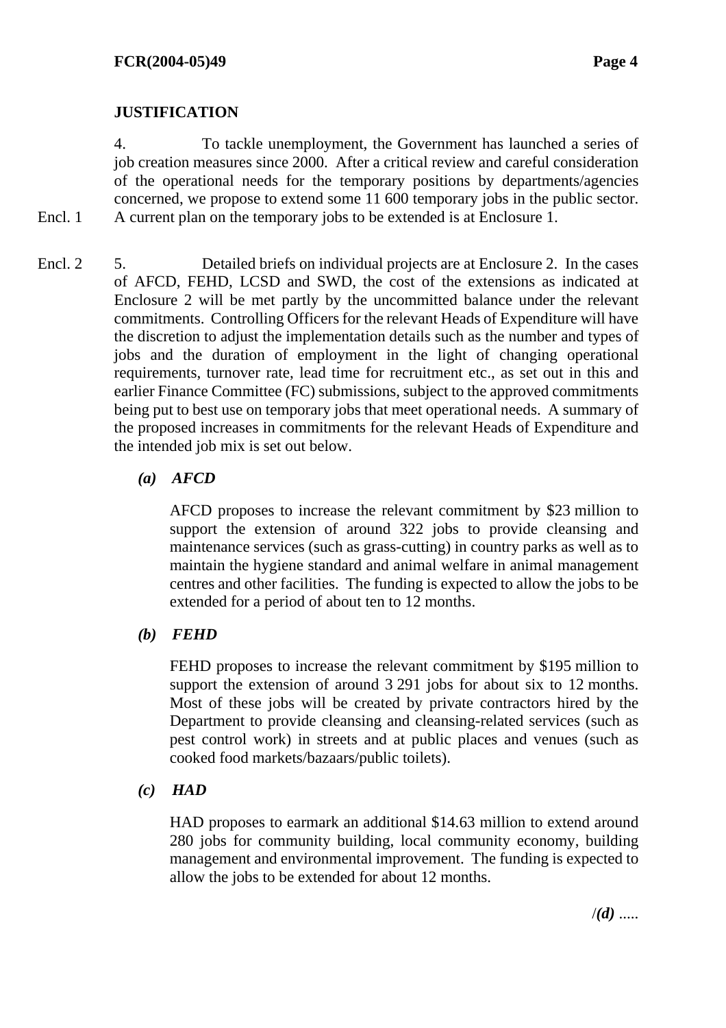## JUSTIFICATION

Encl. 1

4. To tackle unemployment, the Government has launched a series of job creation measures since 2000. After a critical review and careful consideration of the operational needs for the temporary positions by departments/agencies concerned, we propose to extend some 11 600 temporary jobs in the public sector. A current plan on the temporary jobs to be extended is at Enclosure 1.

Encl. 2

5. Detailed briefs on individual projects are at Enclosure 2. In the cases of AFCD, FEHD, LCSD and SWD, the cost of the extensions as indicated at Enclosure 2 will be met partly by the uncommitted balance under the relevant commitments. Controlling Officers for the relevant Heads of Expenditure will have the discretion to adjust the implementation details such as the number and types of jobs and the duration of employment in the light of changing operational requirements, turnover rate, lead time for recruitment etc., as set out in this and earlier Finance Committee (FC) submissions, subject to the approved commitments being put to best use on temporary jobs that meet operational needs. A summary of the proposed increases in commitments for the relevant Heads of Expenditure and the intended job mix is set out below.

***(a) AFCD***

AFCD proposes to increase the relevant commitment by $23 million to support the extension of around 322 jobs to provide cleansing and maintenance services (such as grass-cutting) in country parks as well as to maintain the hygiene standard and animal welfare in animal management centres and other facilities. The funding is expected to allow the jobs to be extended for a period of about ten to 12 months.

***(b) FEHD***

FEHD proposes to increase the relevant commitment by $195 million to support the extension of around 3 291 jobs for about six to 12 months. Most of these jobs will be created by private contractors hired by the Department to provide cleansing and cleansing-related services (such as pest control work) in streets and at public places and venues (such as cooked food markets/bazaars/public toilets).

***(c) HAD***

HAD proposes to earmark an additional $14.63 million to extend around 280 jobs for community building, local community economy, building management and environmental improvement. The funding is expected to allow the jobs to be extended for about 12 months.

/***(d)*** .....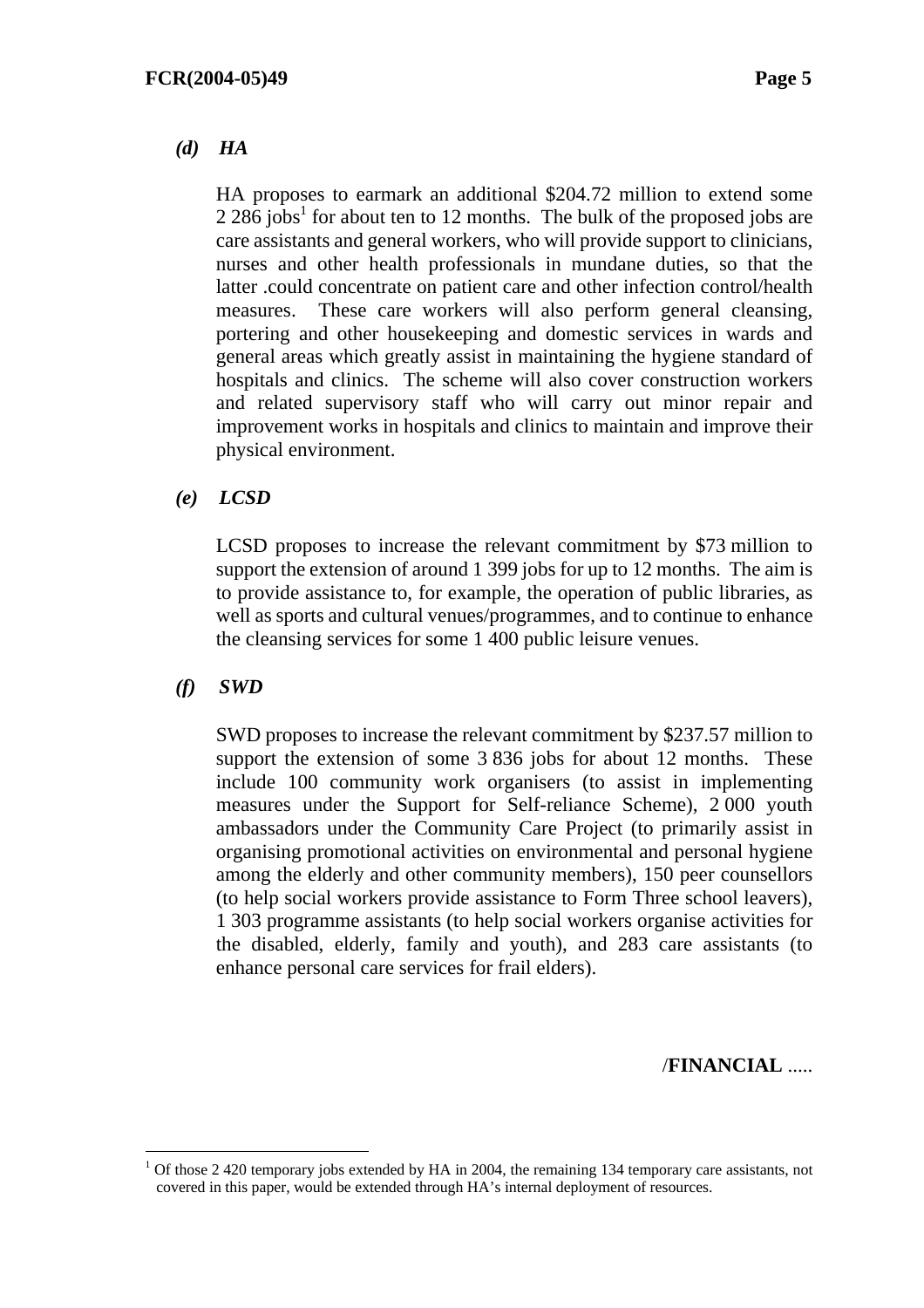*(d) HA*

HA proposes to earmark an additional $204.72 million to extend some 2 286 jobs[1] for about ten to 12 months. The bulk of the proposed jobs are care assistants and general workers, who will provide support to clinicians, nurses and other health professionals in mundane duties, so that the latter .could concentrate on patient care and other infection control/health measures. These care workers will also perform general cleansing, portering and other housekeeping and domestic services in wards and general areas which greatly assist in maintaining the hygiene standard of hospitals and clinics. The scheme will also cover construction workers and related supervisory staff who will carry out minor repair and improvement works in hospitals and clinics to maintain and improve their physical environment.

*(e) LCSD*

LCSD proposes to increase the relevant commitment by $73 million to support the extension of around 1 399 jobs for up to 12 months. The aim is to provide assistance to, for example, the operation of public libraries, as well as sports and cultural venues/programmes, and to continue to enhance the cleansing services for some 1 400 public leisure venues.

*(f) SWD*

SWD proposes to increase the relevant commitment by $237.57 million to support the extension of some 3 836 jobs for about 12 months. These include 100 community work organisers (to assist in implementing measures under the Support for Self-reliance Scheme), 2 000 youth ambassadors under the Community Care Project (to primarily assist in organising promotional activities on environmental and personal hygiene among the elderly and other community members), 150 peer counsellors (to help social workers provide assistance to Form Three school leavers), 1 303 programme assistants (to help social workers organise activities for the disabled, elderly, family and youth), and 283 care assistants (to enhance personal care services for frail elders).

/**FINANCIAL** .....

[1] Of those 2 420 temporary jobs extended by HA in 2004, the remaining 134 temporary care assistants, not covered in this paper, would be extended through HA's internal deployment of resources.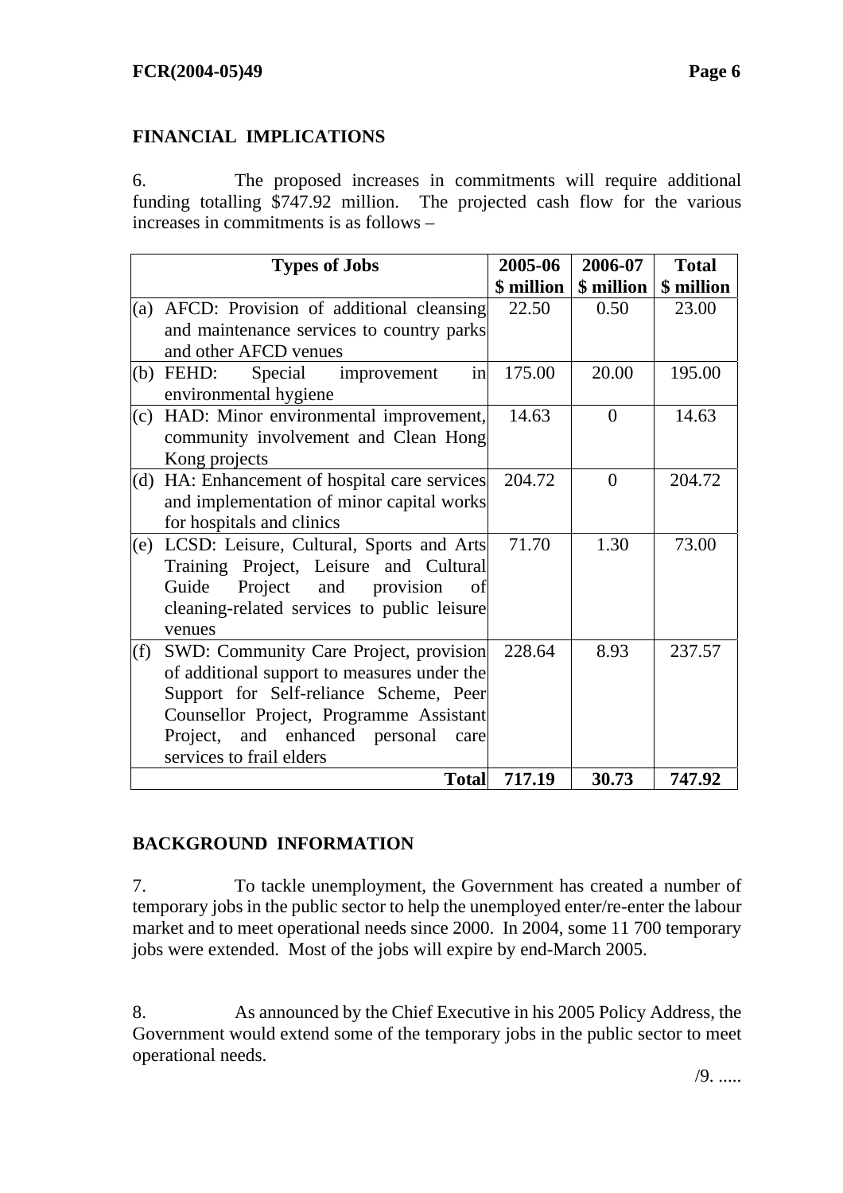## FINANCIAL IMPLICATIONS

6. The proposed increases in commitments will require additional funding totalling $747.92 million. The projected cash flow for the various increases in commitments is as follows –

| Types of Jobs | 2005-06 $ million | 2006-07 $ million | Total $ million |
|---|---|---|---|
| (a) AFCD: Provision of additional cleansing and maintenance services to country parks and other AFCD venues | 22.50 | 0.50 | 23.00 |
| (b) FEHD: Special improvement in environmental hygiene | 175.00 | 20.00 | 195.00 |
| (c) HAD: Minor environmental improvement, community involvement and Clean Hong Kong projects | 14.63 | 0 | 14.63 |
| (d) HA: Enhancement of hospital care services and implementation of minor capital works for hospitals and clinics | 204.72 | 0 | 204.72 |
| (e) LCSD: Leisure, Cultural, Sports and Arts Training Project, Leisure and Cultural Guide Project and provision of cleaning-related services to public leisure venues | 71.70 | 1.30 | 73.00 |
| (f) SWD: Community Care Project, provision of additional support to measures under the Support for Self-reliance Scheme, Peer Counsellor Project, Programme Assistant Project, and enhanced personal care services to frail elders | 228.64 | 8.93 | 237.57 |
| **Total** | **717.19** | **30.73** | **747.92** |

## BACKGROUND INFORMATION

7. To tackle unemployment, the Government has created a number of temporary jobs in the public sector to help the unemployed enter/re-enter the labour market and to meet operational needs since 2000. In 2004, some 11 700 temporary jobs were extended. Most of the jobs will expire by end-March 2005.

8. As announced by the Chief Executive in his 2005 Policy Address, the Government would extend some of the temporary jobs in the public sector to meet operational needs.

/9. .....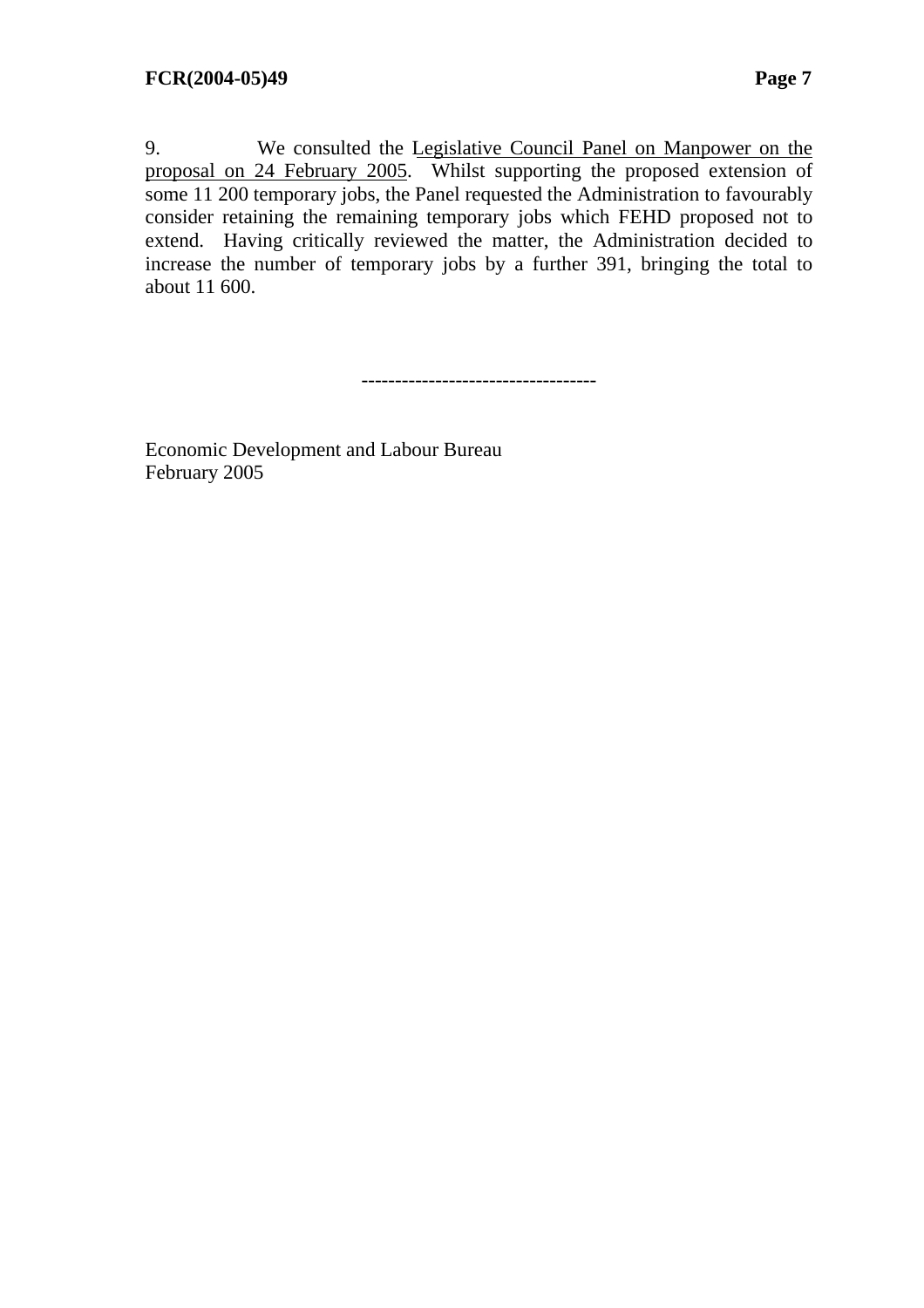9. We consulted the Legislative Council Panel on Manpower on the proposal on 24 February 2005. Whilst supporting the proposed extension of some 11 200 temporary jobs, the Panel requested the Administration to favourably consider retaining the remaining temporary jobs which FEHD proposed not to extend. Having critically reviewed the matter, the Administration decided to increase the number of temporary jobs by a further 391, bringing the total to about 11 600.

-----------------------------------

Economic Development and Labour Bureau
February 2005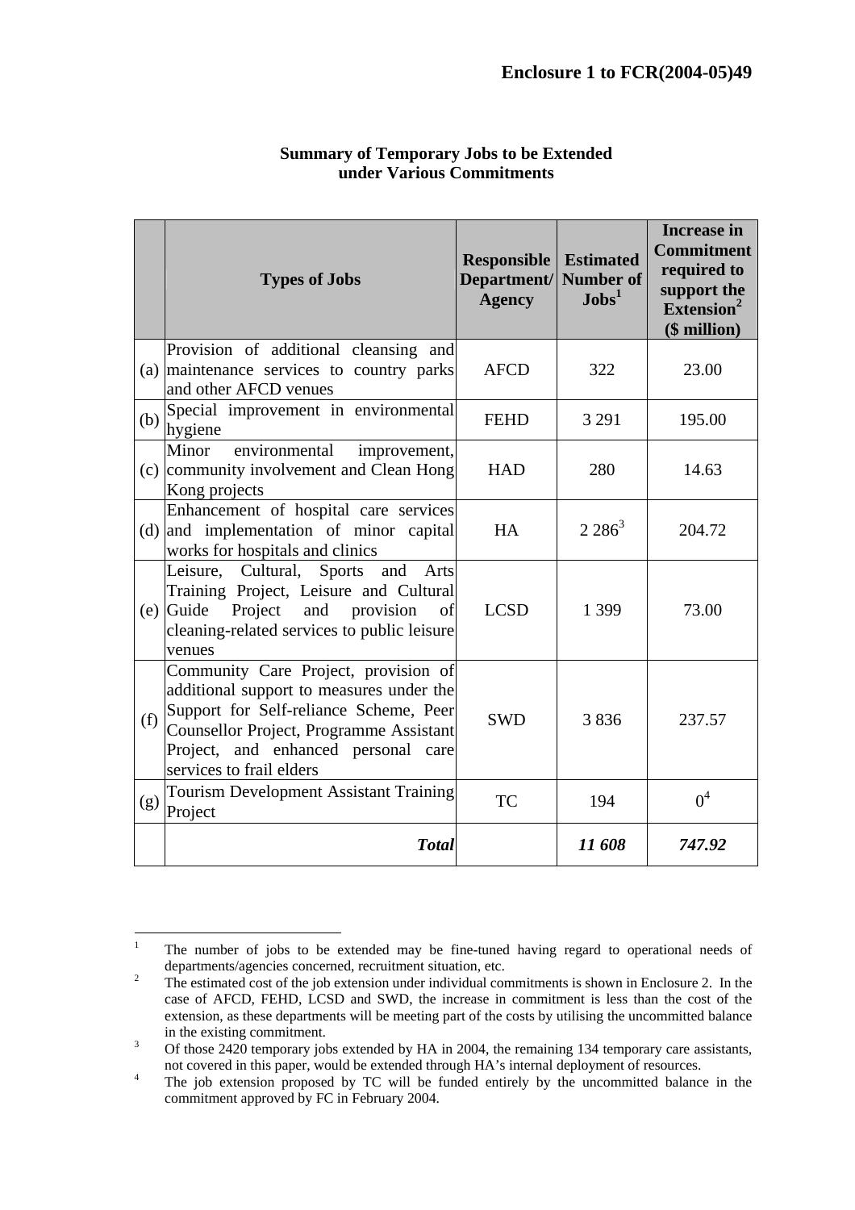**Enclosure 1 to FCR(2004-05)49**

**Summary of Temporary Jobs to be Extended under Various Commitments**

| | Types of Jobs | Responsible Department/ Agency | Estimated Number of Jobs[1] | Increase in Commitment required to support the Extension[2] ($ million) |
|---|---|---|---|---|
| (a) | Provision of additional cleansing and maintenance services to country parks and other AFCD venues | AFCD | 322 | 23.00 |
| (b) | Special improvement in environmental hygiene | FEHD | 3 291 | 195.00 |
| (c) | Minor environmental improvement, community involvement and Clean Hong Kong projects | HAD | 280 | 14.63 |
| (d) | Enhancement of hospital care services and implementation of minor capital works for hospitals and clinics | HA | 2 286[3] | 204.72 |
| (e) | Leisure, Cultural, Sports and Arts Training Project, Leisure and Cultural Guide Project and provision of cleaning-related services to public leisure venues | LCSD | 1 399 | 73.00 |
| (f) | Community Care Project, provision of additional support to measures under the Support for Self-reliance Scheme, Peer Counsellor Project, Programme Assistant Project, and enhanced personal care services to frail elders | SWD | 3 836 | 237.57 |
| (g) | Tourism Development Assistant Training Project | TC | 194 | 0[4] |
| | ***Total*** | | ***11 608*** | ***747.92*** |

---

1. The number of jobs to be extended may be fine-tuned having regard to operational needs of departments/agencies concerned, recruitment situation, etc.
2. The estimated cost of the job extension under individual commitments is shown in Enclosure 2. In the case of AFCD, FEHD, LCSD and SWD, the increase in commitment is less than the cost of the extension, as these departments will be meeting part of the costs by utilising the uncommitted balance in the existing commitment.
3. Of those 2420 temporary jobs extended by HA in 2004, the remaining 134 temporary care assistants, not covered in this paper, would be extended through HA's internal deployment of resources.
4. The job extension proposed by TC will be funded entirely by the uncommitted balance in the commitment approved by FC in February 2004.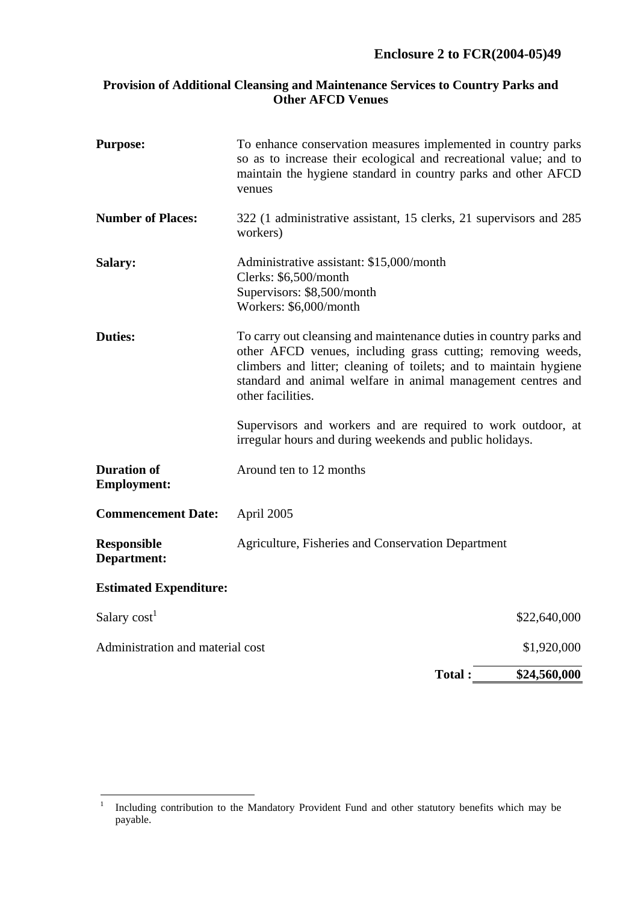**Enclosure 2 to FCR(2004-05)49**

**Provision of Additional Cleansing and Maintenance Services to Country Parks and Other AFCD Venues**

**Purpose:** To enhance conservation measures implemented in country parks so as to increase their ecological and recreational value; and to maintain the hygiene standard in country parks and other AFCD venues

**Number of Places:** 322 (1 administrative assistant, 15 clerks, 21 supervisors and 285 workers)

**Salary:**
Administrative assistant: $15,000/month
Clerks: $6,500/month
Supervisors: $8,500/month
Workers: $6,000/month

**Duties:** To carry out cleansing and maintenance duties in country parks and other AFCD venues, including grass cutting; removing weeds, climbers and litter; cleaning of toilets; and to maintain hygiene standard and animal welfare in animal management centres and other facilities.

Supervisors and workers and are required to work outdoor, at irregular hours and during weekends and public holidays.

**Duration of Employment:** Around ten to 12 months

**Commencement Date:** April 2005

**Responsible Department:** Agriculture, Fisheries and Conservation Department

**Estimated Expenditure:**

| | |
|---|---|
| Salary cost[1] | $22,640,000 |
| Administration and material cost | $1,920,000 |
| **Total :** | **$24,560,000** |

[1] Including contribution to the Mandatory Provident Fund and other statutory benefits which may be payable.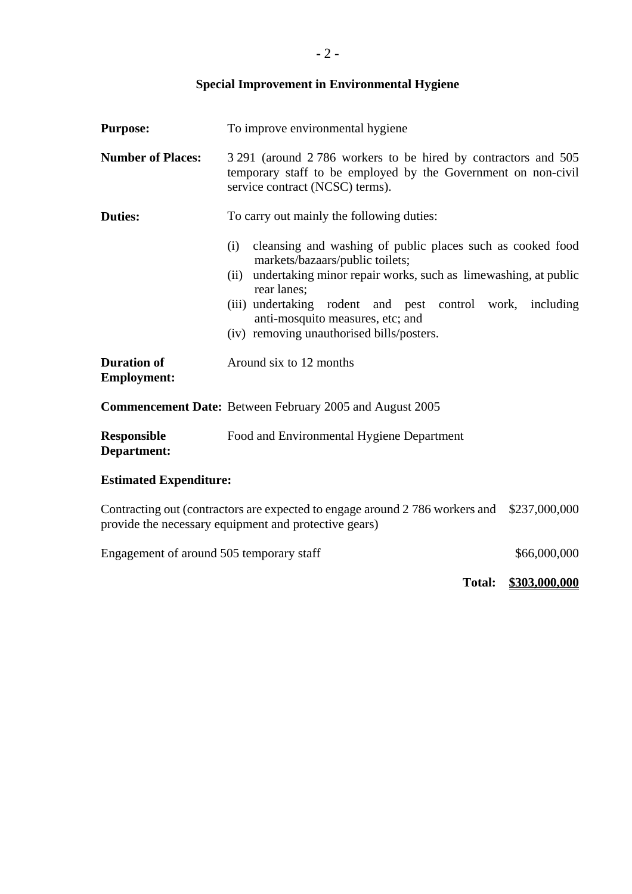## Special Improvement in Environmental Hygiene

**Purpose:** To improve environmental hygiene

**Number of Places:** 3 291 (around 2 786 workers to be hired by contractors and 505 temporary staff to be employed by the Government on non-civil service contract (NCSC) terms).

**Duties:** To carry out mainly the following duties:

(i) cleansing and washing of public places such as cooked food markets/bazaars/public toilets;
(ii) undertaking minor repair works, such as limewashing, at public rear lanes;
(iii) undertaking rodent and pest control work, including anti-mosquito measures, etc; and
(iv) removing unauthorised bills/posters.

**Duration of Employment:** Around six to 12 months

**Commencement Date:** Between February 2005 and August 2005

**Responsible Department:** Food and Environmental Hygiene Department

**Estimated Expenditure:**

| | |
|---|---|
| Contracting out (contractors are expected to engage around 2 786 workers and provide the necessary equipment and protective gears) | $237,000,000 |
| Engagement of around 505 temporary staff | $66,000,000 |
| **Total:** | **$303,000,000** |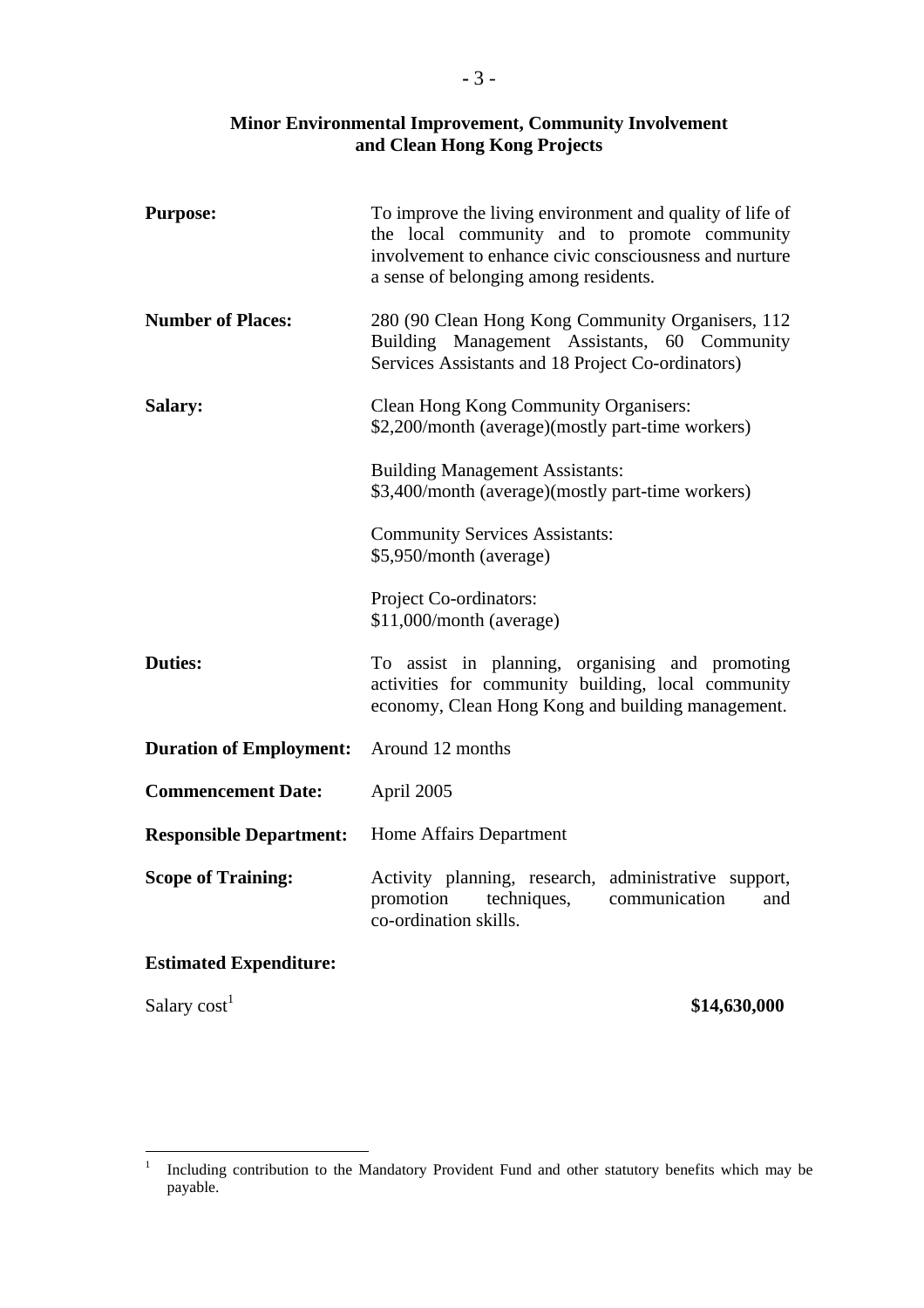## Minor Environmental Improvement, Community Involvement and Clean Hong Kong Projects

| | |
|---|---|
| **Purpose:** | To improve the living environment and quality of life of the local community and to promote community involvement to enhance civic consciousness and nurture a sense of belonging among residents. |
| **Number of Places:** | 280 (90 Clean Hong Kong Community Organisers, 112 Building Management Assistants, 60 Community Services Assistants and 18 Project Co-ordinators) |
| **Salary:** | Clean Hong Kong Community Organisers: $2,200/month (average)(mostly part-time workers)<br><br>Building Management Assistants: $3,400/month (average)(mostly part-time workers)<br><br>Community Services Assistants: $5,950/month (average)<br><br>Project Co-ordinators: $11,000/month (average) |
| **Duties:** | To assist in planning, organising and promoting activities for community building, local community economy, Clean Hong Kong and building management. |
| **Duration of Employment:** | Around 12 months |
| **Commencement Date:** | April 2005 |
| **Responsible Department:** | Home Affairs Department |
| **Scope of Training:** | Activity planning, research, administrative support, promotion techniques, communication and co-ordination skills. |

**Estimated Expenditure:**

Salary cost[1] **$14,630,000**

---

[1] Including contribution to the Mandatory Provident Fund and other statutory benefits which may be payable.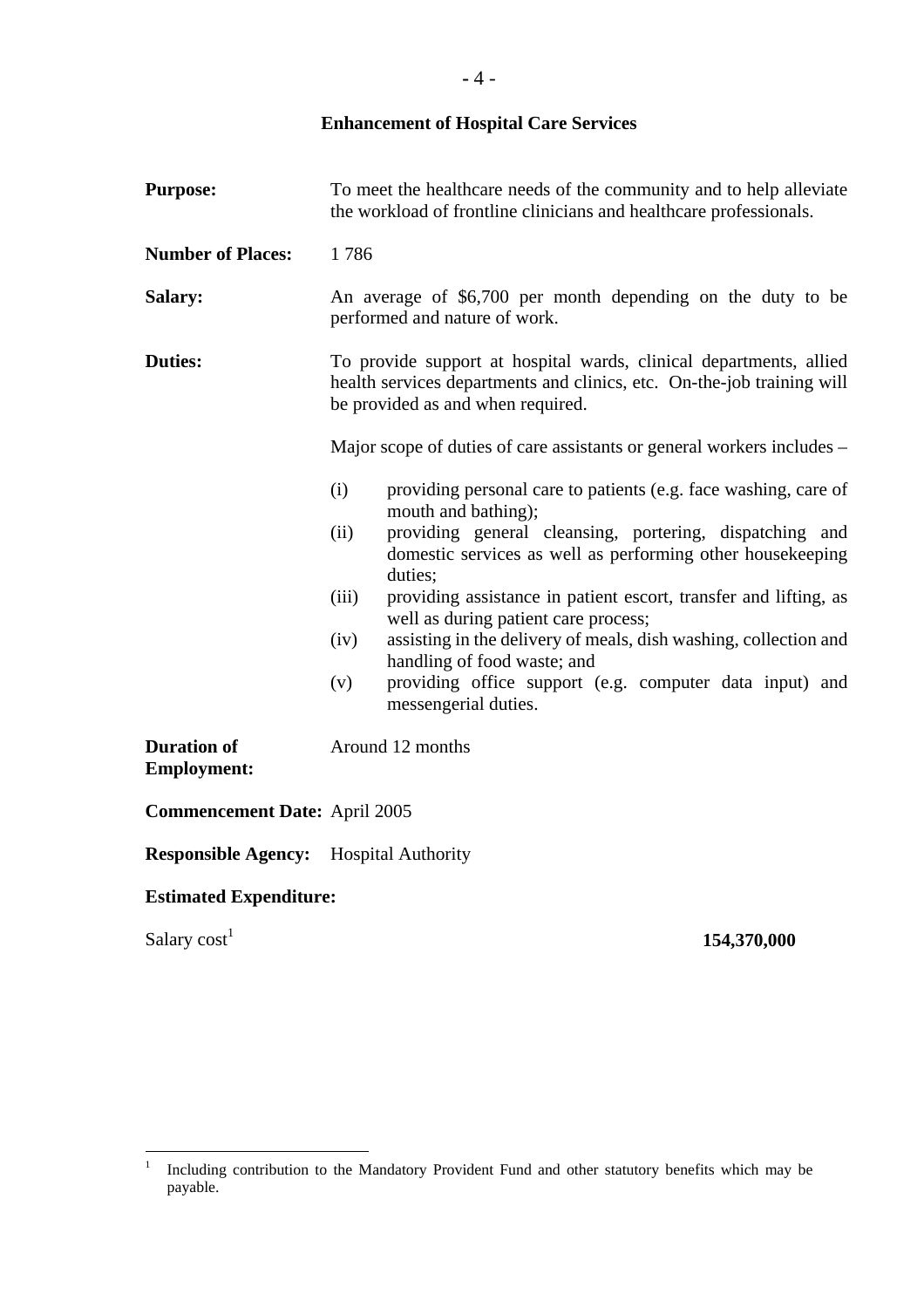## Enhancement of Hospital Care Services

**Purpose:** To meet the healthcare needs of the community and to help alleviate the workload of frontline clinicians and healthcare professionals.

**Number of Places:** 1 786

**Salary:** An average of $6,700 per month depending on the duty to be performed and nature of work.

**Duties:** To provide support at hospital wards, clinical departments, allied health services departments and clinics, etc. On-the-job training will be provided as and when required.

Major scope of duties of care assistants or general workers includes –

(i) providing personal care to patients (e.g. face washing, care of mouth and bathing);
(ii) providing general cleansing, portering, dispatching and domestic services as well as performing other housekeeping duties;
(iii) providing assistance in patient escort, transfer and lifting, as well as during patient care process;
(iv) assisting in the delivery of meals, dish washing, collection and handling of food waste; and
(v) providing office support (e.g. computer data input) and messengerial duties.

**Duration of Employment:** Around 12 months

**Commencement Date:** April 2005

**Responsible Agency:** Hospital Authority

**Estimated Expenditure:**

Salary cost[1] **154,370,000**

[1] Including contribution to the Mandatory Provident Fund and other statutory benefits which may be payable.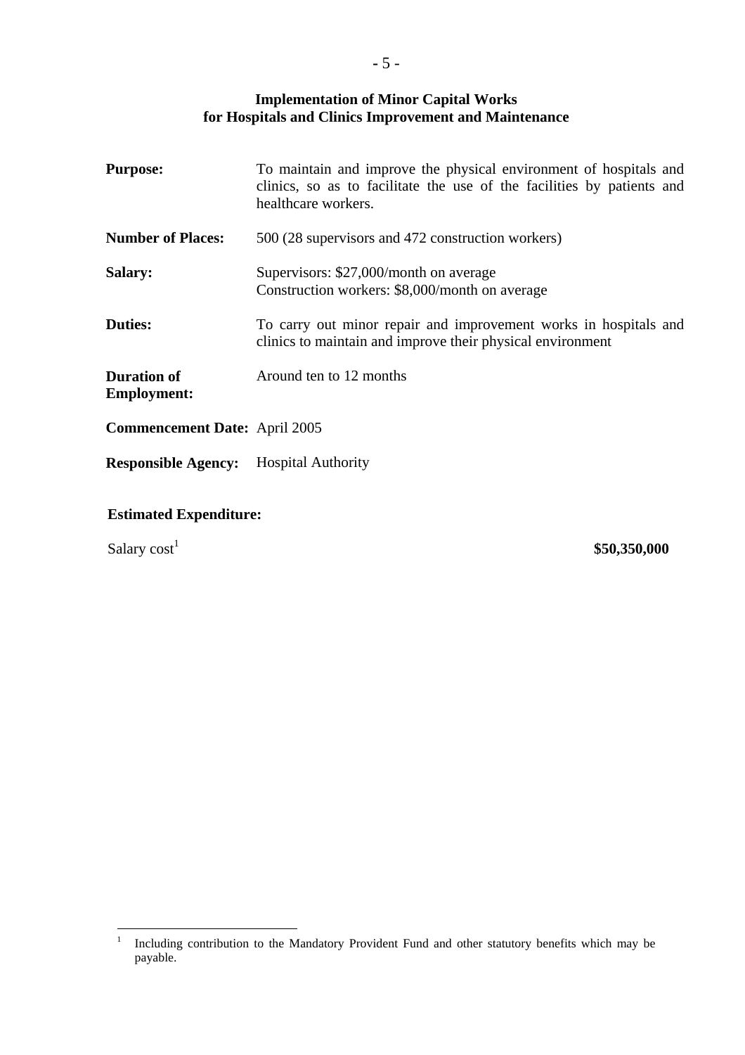## Implementation of Minor Capital Works for Hospitals and Clinics Improvement and Maintenance

**Purpose:** To maintain and improve the physical environment of hospitals and clinics, so as to facilitate the use of the facilities by patients and healthcare workers.

**Number of Places:** 500 (28 supervisors and 472 construction workers)

**Salary:** Supervisors: \$27,000/month on average
Construction workers: \$8,000/month on average

**Duties:** To carry out minor repair and improvement works in hospitals and clinics to maintain and improve their physical environment

**Duration of Employment:** Around ten to 12 months

**Commencement Date:** April 2005

**Responsible Agency:** Hospital Authority

**Estimated Expenditure:**

Salary cost[1] **\$50,350,000**

---

[1] Including contribution to the Mandatory Provident Fund and other statutory benefits which may be payable.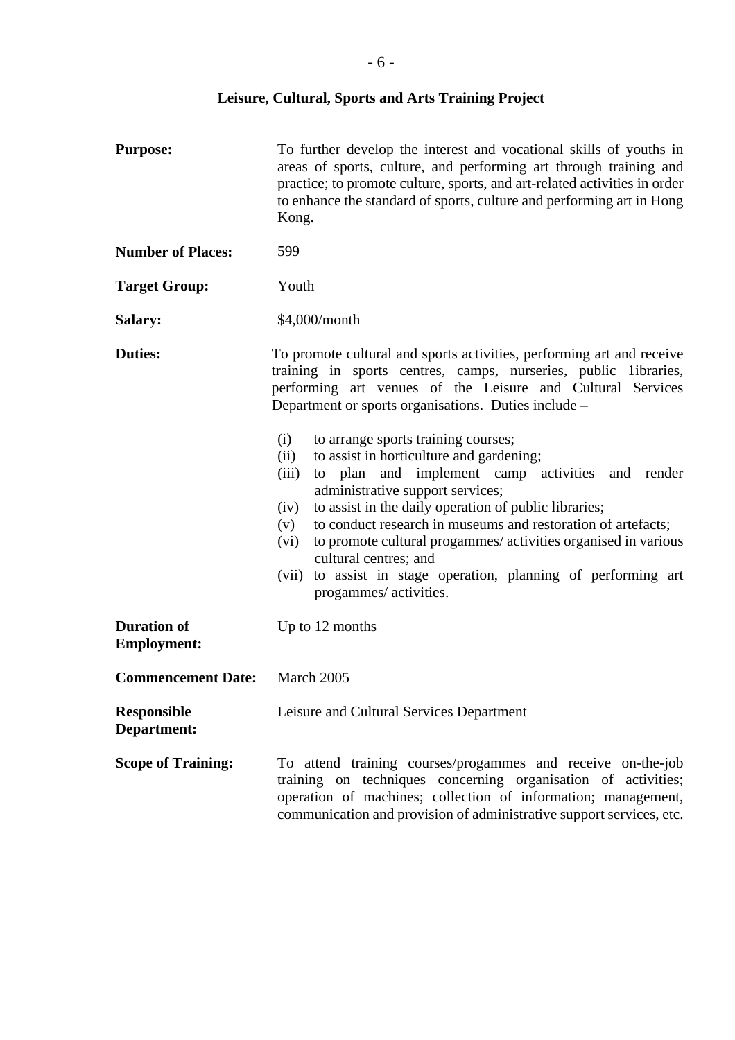## Leisure, Cultural, Sports and Arts Training Project

**Purpose:** To further develop the interest and vocational skills of youths in areas of sports, culture, and performing art through training and practice; to promote culture, sports, and art-related activities in order to enhance the standard of sports, culture and performing art in Hong Kong.

**Number of Places:** 599

**Target Group:** Youth

**Salary:** $4,000/month

**Duties:** To promote cultural and sports activities, performing art and receive training in sports centres, camps, nurseries, public 1ibraries, performing art venues of the Leisure and Cultural Services Department or sports organisations. Duties include –

- (i) to arrange sports training courses;
- (ii) to assist in horticulture and gardening;
- (iii) to plan and implement camp activities and render administrative support services;
- (iv) to assist in the daily operation of public libraries;
- (v) to conduct research in museums and restoration of artefacts;
- (vi) to promote cultural progammes/ activities organised in various cultural centres; and
- (vii) to assist in stage operation, planning of performing art progammes/ activities.

**Duration of Employment:** Up to 12 months

**Commencement Date:** March 2005

**Responsible Department:** Leisure and Cultural Services Department

**Scope of Training:** To attend training courses/progammes and receive on-the-job training on techniques concerning organisation of activities; operation of machines; collection of information; management, communication and provision of administrative support services, etc.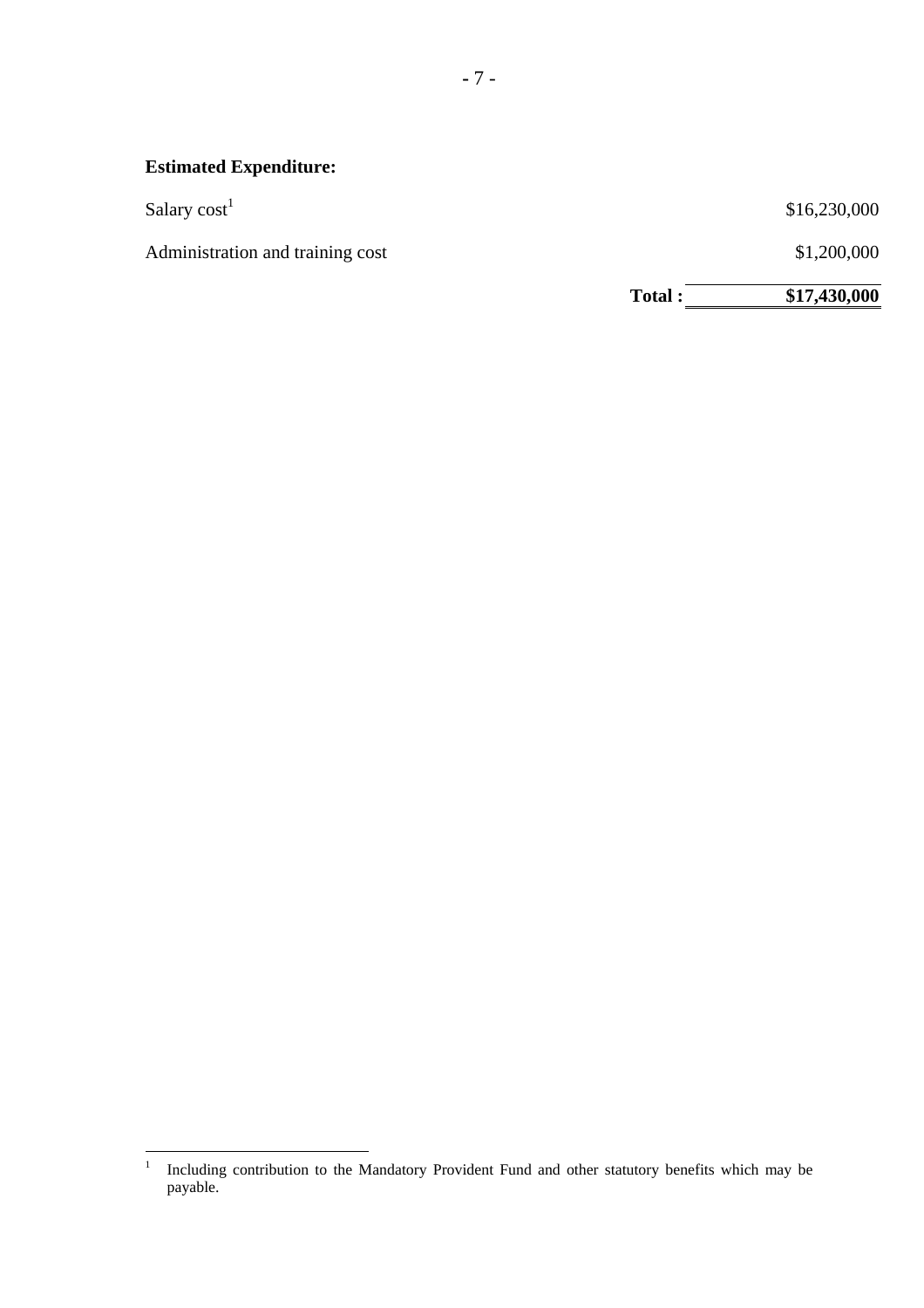**Estimated Expenditure:**

| | |
|---|---|
| Salary cost[1] | $16,230,000 |
| Administration and training cost | $1,200,000 |
| **Total :** | **$17,430,000** |

---

[1] Including contribution to the Mandatory Provident Fund and other statutory benefits which may be payable.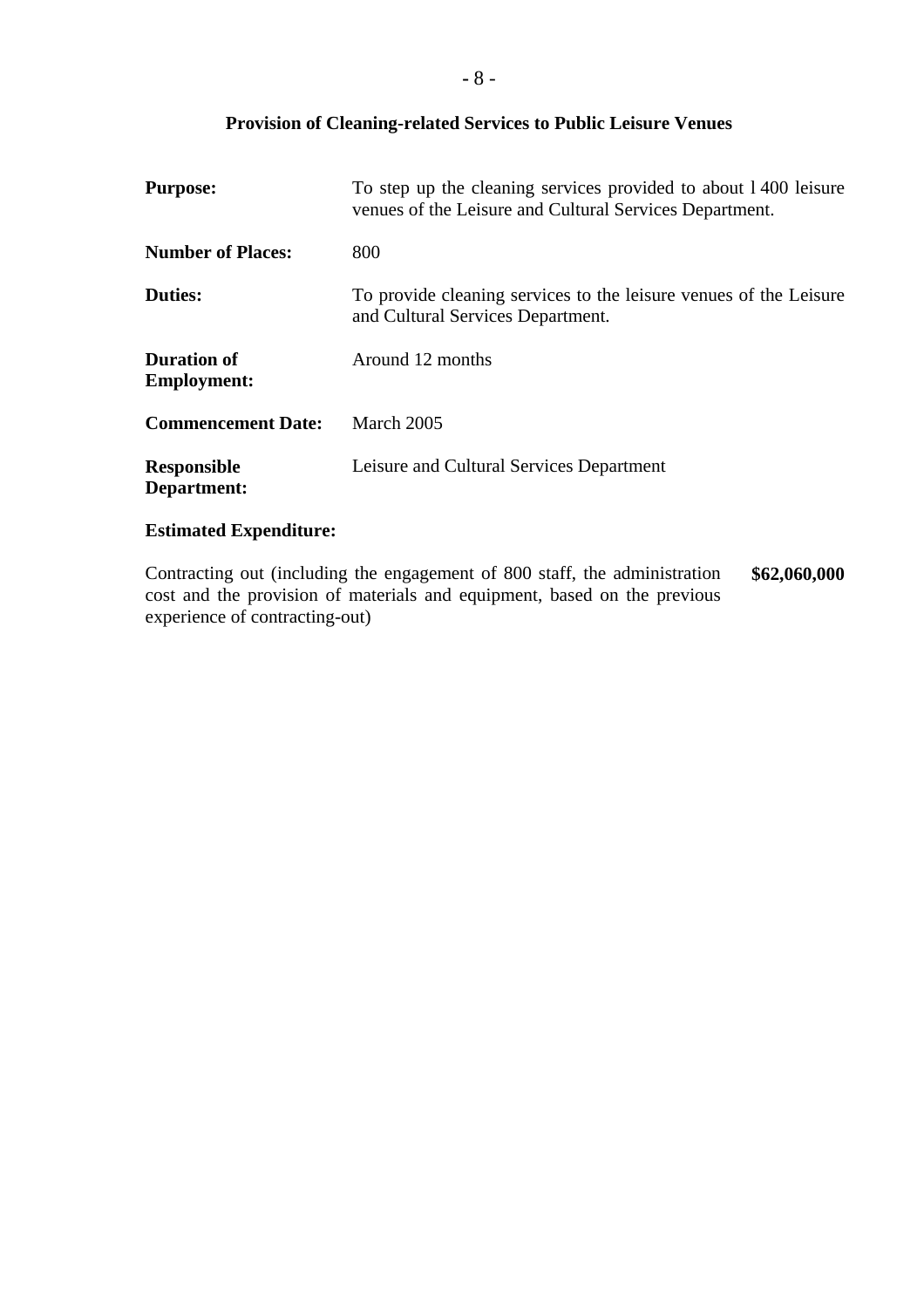## Provision of Cleaning-related Services to Public Leisure Venues

| | |
|---|---|
| **Purpose:** | To step up the cleaning services provided to about 1 400 leisure venues of the Leisure and Cultural Services Department. |
| **Number of Places:** | 800 |
| **Duties:** | To provide cleaning services to the leisure venues of the Leisure and Cultural Services Department. |
| **Duration of Employment:** | Around 12 months |
| **Commencement Date:** | March 2005 |
| **Responsible Department:** | Leisure and Cultural Services Department |

**Estimated Expenditure:**

| | |
|---|---|
| Contracting out (including the engagement of 800 staff, the administration cost and the provision of materials and equipment, based on the previous experience of contracting-out) | **$62,060,000** |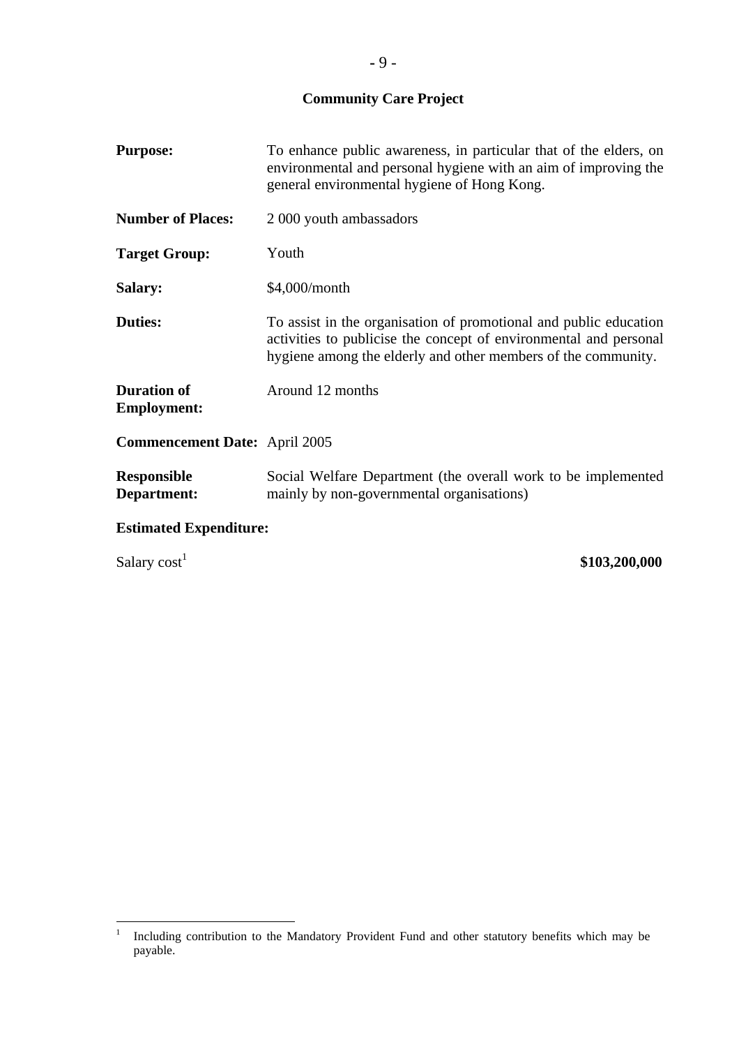## Community Care Project

**Purpose:** To enhance public awareness, in particular that of the elders, on environmental and personal hygiene with an aim of improving the general environmental hygiene of Hong Kong.

**Number of Places:** 2 000 youth ambassadors

**Target Group:** Youth

**Salary:** $4,000/month

**Duties:** To assist in the organisation of promotional and public education activities to publicise the concept of environmental and personal hygiene among the elderly and other members of the community.

**Duration of Employment:** Around 12 months

**Commencement Date:** April 2005

**Responsible Department:** Social Welfare Department (the overall work to be implemented mainly by non-governmental organisations)

**Estimated Expenditure:**

Salary cost[1] **$103,200,000**

---

[1] Including contribution to the Mandatory Provident Fund and other statutory benefits which may be payable.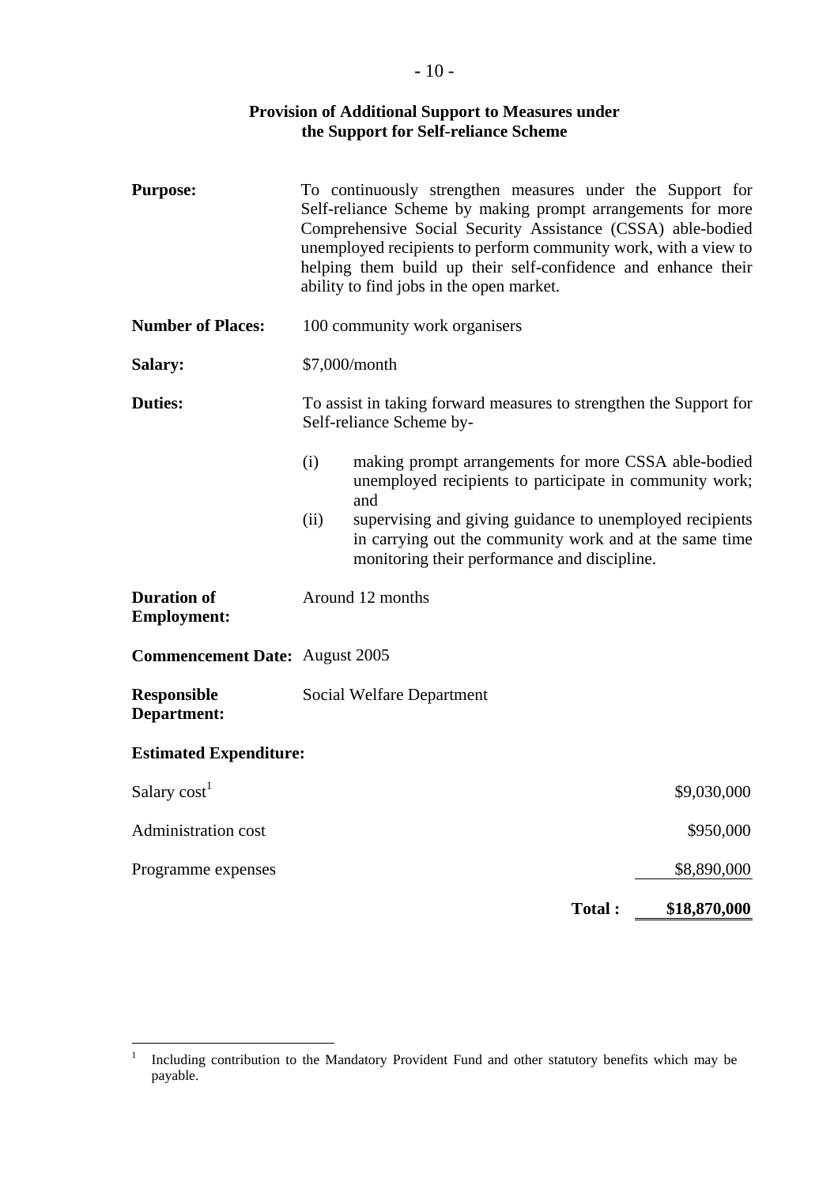## Provision of Additional Support to Measures under the Support for Self-reliance Scheme

**Purpose:** To continuously strengthen measures under the Support for Self-reliance Scheme by making prompt arrangements for more Comprehensive Social Security Assistance (CSSA) able-bodied unemployed recipients to perform community work, with a view to helping them build up their self-confidence and enhance their ability to find jobs in the open market.

**Number of Places:** 100 community work organisers

**Salary:** $7,000/month

**Duties:** To assist in taking forward measures to strengthen the Support for Self-reliance Scheme by-

(i) making prompt arrangements for more CSSA able-bodied unemployed recipients to participate in community work; and

(ii) supervising and giving guidance to unemployed recipients in carrying out the community work and at the same time monitoring their performance and discipline.

**Duration of Employment:** Around 12 months

**Commencement Date:** August 2005

**Responsible Department:** Social Welfare Department

**Estimated Expenditure:**

| | |
|---|---:|
| Salary cost[1] | $9,030,000 |
| Administration cost | $950,000 |
| Programme expenses | $8,890,000 |
| **Total :** | **$18,870,000** |

---

[1] Including contribution to the Mandatory Provident Fund and other statutory benefits which may be payable.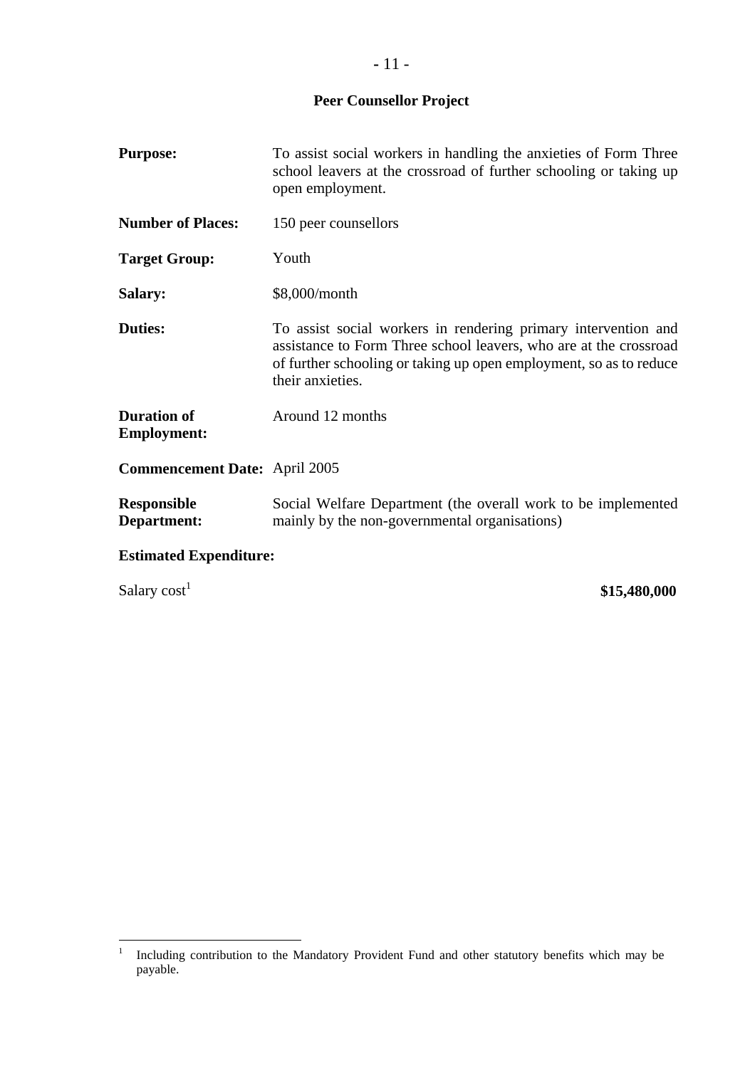## Peer Counsellor Project

**Purpose:** To assist social workers in handling the anxieties of Form Three school leavers at the crossroad of further schooling or taking up open employment.

**Number of Places:** 150 peer counsellors

**Target Group:** Youth

**Salary:** $8,000/month

**Duties:** To assist social workers in rendering primary intervention and assistance to Form Three school leavers, who are at the crossroad of further schooling or taking up open employment, so as to reduce their anxieties.

**Duration of Employment:** Around 12 months

**Commencement Date:** April 2005

**Responsible Department:** Social Welfare Department (the overall work to be implemented mainly by the non-governmental organisations)

**Estimated Expenditure:**

Salary cost[1] **$15,480,000**

---

[1] Including contribution to the Mandatory Provident Fund and other statutory benefits which may be payable.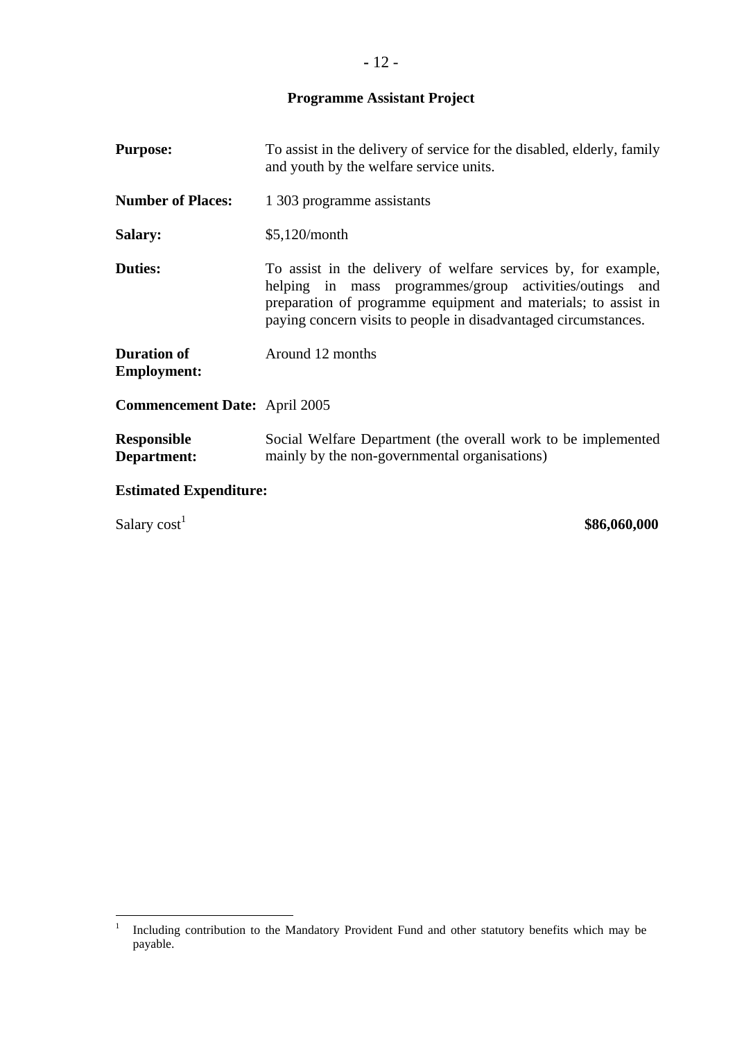## Programme Assistant Project

**Purpose:** To assist in the delivery of service for the disabled, elderly, family and youth by the welfare service units.

**Number of Places:** 1 303 programme assistants

**Salary:** $5,120/month

**Duties:** To assist in the delivery of welfare services by, for example, helping in mass programmes/group activities/outings and preparation of programme equipment and materials; to assist in paying concern visits to people in disadvantaged circumstances.

**Duration of Employment:** Around 12 months

**Commencement Date:** April 2005

**Responsible Department:** Social Welfare Department (the overall work to be implemented mainly by the non-governmental organisations)

**Estimated Expenditure:**

Salary cost[1] **$86,060,000**

---

[1] Including contribution to the Mandatory Provident Fund and other statutory benefits which may be payable.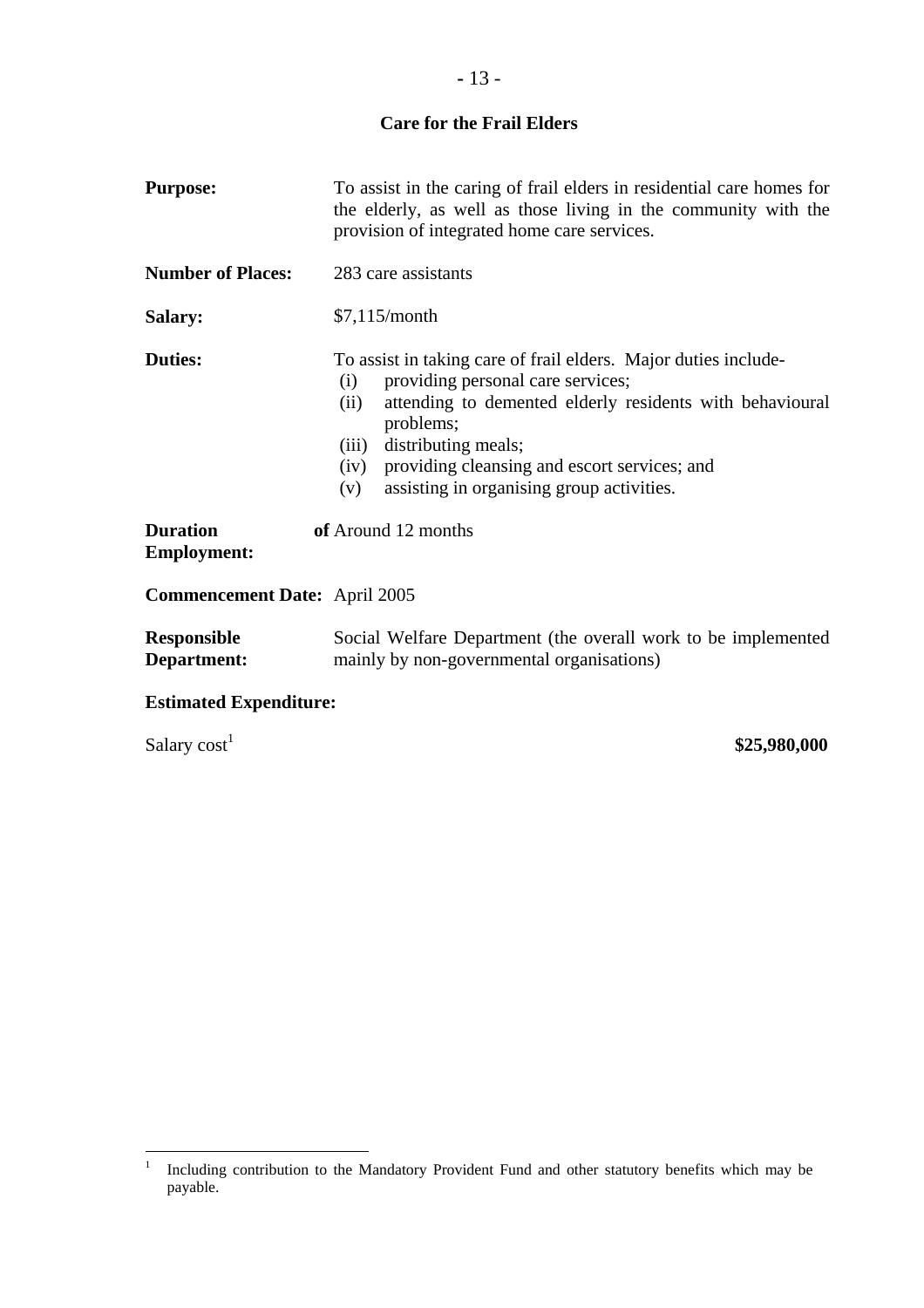## Care for the Frail Elders

**Purpose:** To assist in the caring of frail elders in residential care homes for the elderly, as well as those living in the community with the provision of integrated home care services.

**Number of Places:** 283 care assistants

**Salary:** $7,115/month

**Duties:** To assist in taking care of frail elders. Major duties include-

(i) providing personal care services;
(ii) attending to demented elderly residents with behavioural problems;
(iii) distributing meals;
(iv) providing cleansing and escort services; and
(v) assisting in organising group activities.

**Duration of Employment:** Around 12 months

**Commencement Date:** April 2005

**Responsible Department:** Social Welfare Department (the overall work to be implemented mainly by non-governmental organisations)

**Estimated Expenditure:**

Salary cost[1] **$25,980,000**

---

[1] Including contribution to the Mandatory Provident Fund and other statutory benefits which may be payable.